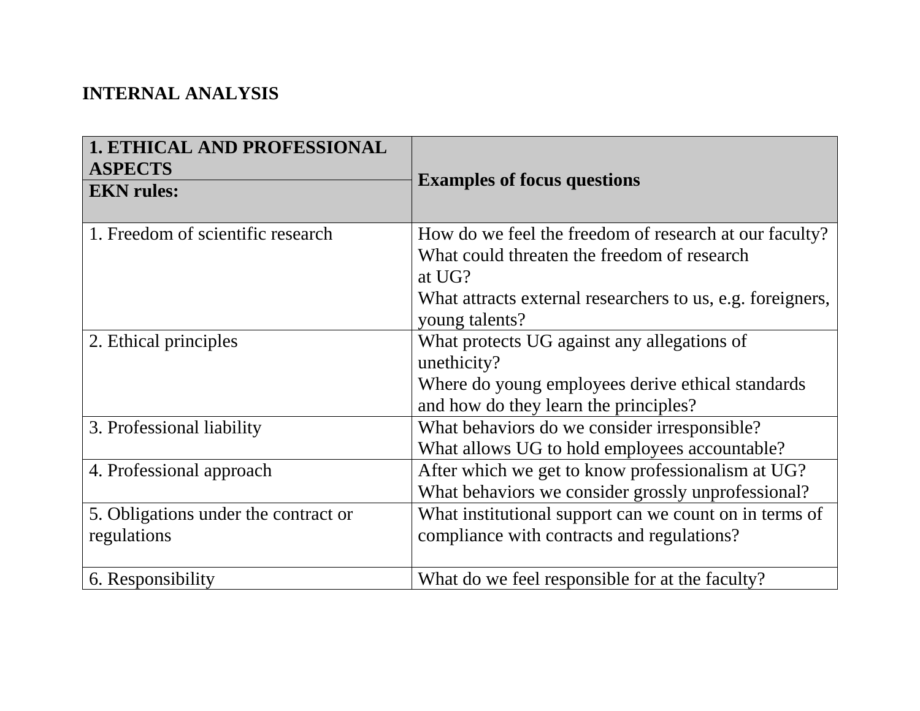**INTERNAL ANALYSIS**

| **1. ETHICAL AND PROFESSIONAL ASPECTS**<br>**EKN rules:** | **Examples of focus questions** |
|---|---|
| 1. Freedom of scientific research | How do we feel the freedom of research at our faculty?<br>What could threaten the freedom of research at UG?<br>What attracts external researchers to us, e.g. foreigners, young talents? |
| 2. Ethical principles | What protects UG against any allegations of unethicity?<br>Where do young employees derive ethical standards and how do they learn the principles? |
| 3. Professional liability | What behaviors do we consider irresponsible?<br>What allows UG to hold employees accountable? |
| 4. Professional approach | After which we get to know professionalism at UG?<br>What behaviors we consider grossly unprofessional? |
| 5. Obligations under the contract or regulations | What institutional support can we count on in terms of compliance with contracts and regulations? |
| 6. Responsibility | What do we feel responsible for at the faculty? |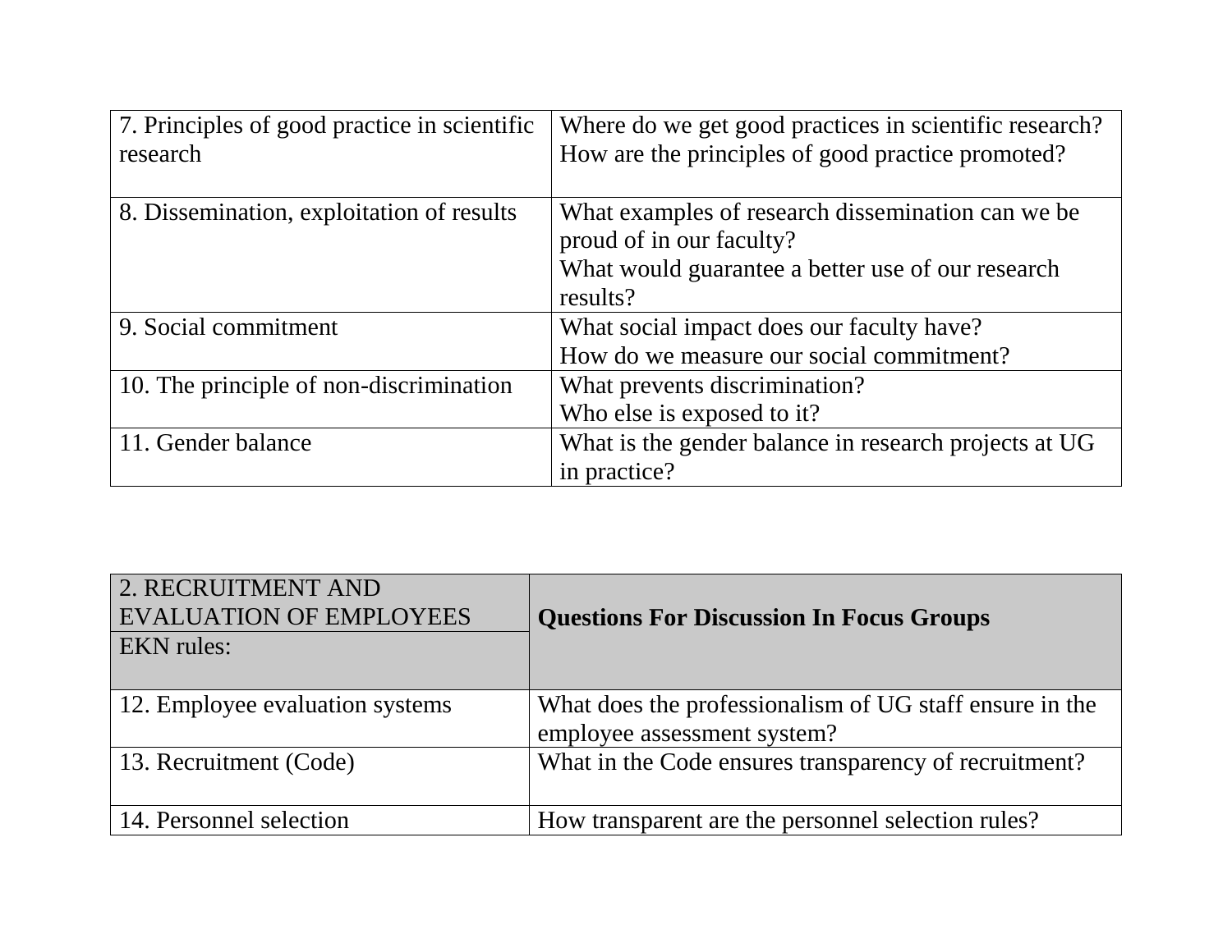| | |
|---|---|
| 7. Principles of good practice in scientific research | Where do we get good practices in scientific research?<br>How are the principles of good practice promoted? |
| 8. Dissemination, exploitation of results | What examples of research dissemination can we be proud of in our faculty?<br>What would guarantee a better use of our research results? |
| 9. Social commitment | What social impact does our faculty have?<br>How do we measure our social commitment? |
| 10. The principle of non-discrimination | What prevents discrimination?<br>Who else is exposed to it? |
| 11. Gender balance | What is the gender balance in research projects at UG in practice? |

| 2. RECRUITMENT AND EVALUATION OF EMPLOYEES<br>EKN rules: | **Questions For Discussion In Focus Groups** |
|---|---|
| 12. Employee evaluation systems | What does the professionalism of UG staff ensure in the employee assessment system? |
| 13. Recruitment (Code) | What in the Code ensures transparency of recruitment? |
| 14. Personnel selection | How transparent are the personnel selection rules? |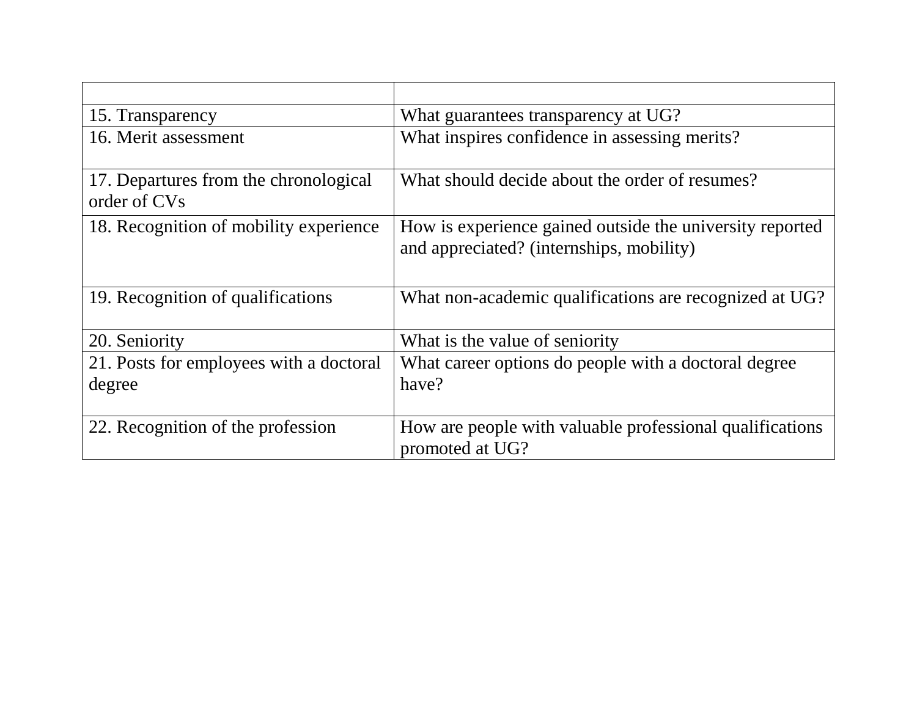| | |
|---|---|
| 15. Transparency | What guarantees transparency at UG? |
| 16. Merit assessment | What inspires confidence in assessing merits? |
| 17. Departures from the chronological order of CVs | What should decide about the order of resumes? |
| 18. Recognition of mobility experience | How is experience gained outside the university reported and appreciated? (internships, mobility) |
| 19. Recognition of qualifications | What non-academic qualifications are recognized at UG? |
| 20. Seniority | What is the value of seniority |
| 21. Posts for employees with a doctoral degree | What career options do people with a doctoral degree have? |
| 22. Recognition of the profession | How are people with valuable professional qualifications promoted at UG? |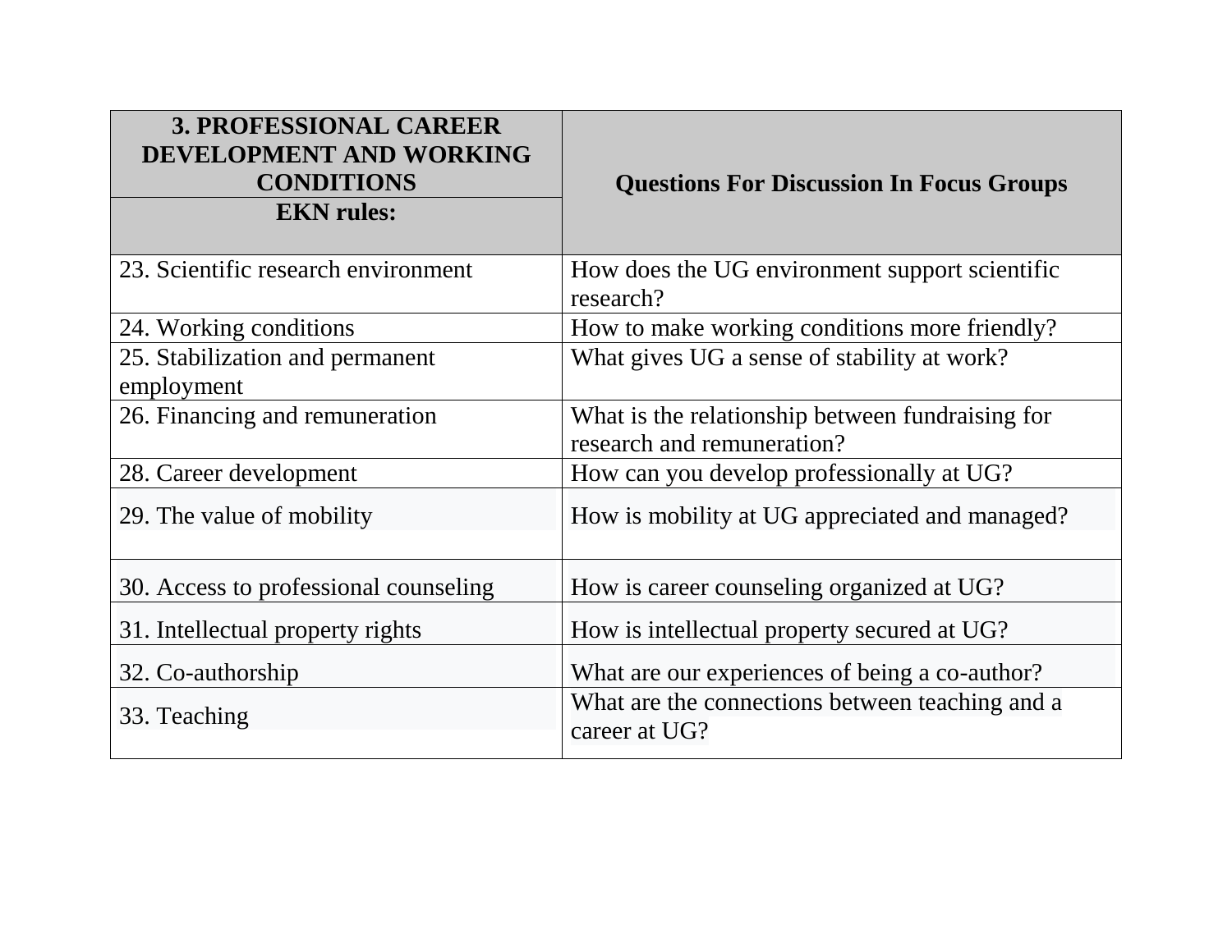| 3. PROFESSIONAL CAREER DEVELOPMENT AND WORKING CONDITIONS<br>EKN rules: | Questions For Discussion In Focus Groups |
|---|---|
| 23. Scientific research environment | How does the UG environment support scientific research? |
| 24. Working conditions | How to make working conditions more friendly? |
| 25. Stabilization and permanent employment | What gives UG a sense of stability at work? |
| 26. Financing and remuneration | What is the relationship between fundraising for research and remuneration? |
| 28. Career development | How can you develop professionally at UG? |
| 29. The value of mobility | How is mobility at UG appreciated and managed? |
| 30. Access to professional counseling | How is career counseling organized at UG? |
| 31. Intellectual property rights | How is intellectual property secured at UG? |
| 32. Co-authorship | What are our experiences of being a co-author? |
| 33. Teaching | What are the connections between teaching and a career at UG? |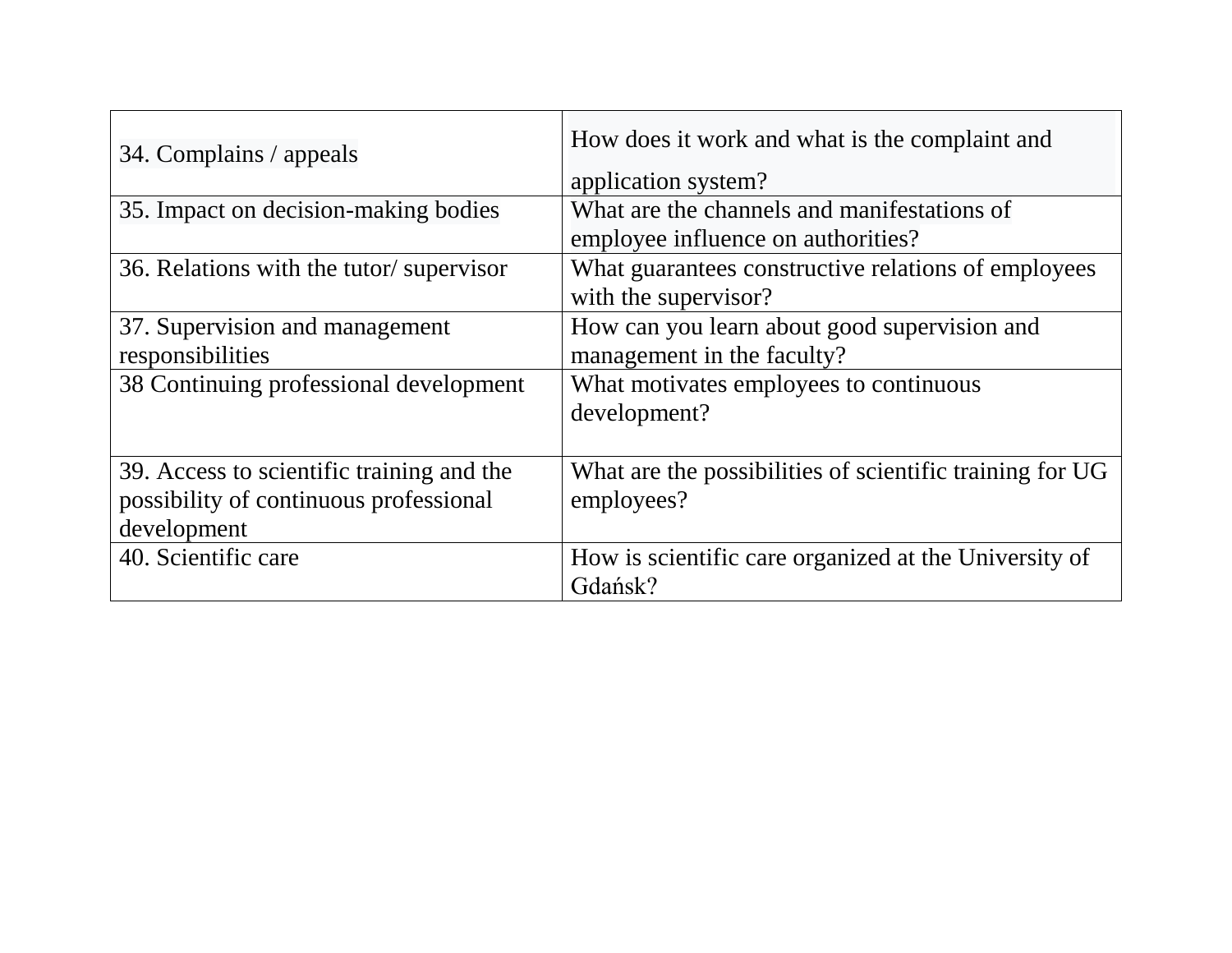| | |
|---|---|
| 34. Complains / appeals | How does it work and what is the complaint and application system? |
| 35. Impact on decision-making bodies | What are the channels and manifestations of employee influence on authorities? |
| 36. Relations with the tutor/ supervisor | What guarantees constructive relations of employees with the supervisor? |
| 37. Supervision and management responsibilities | How can you learn about good supervision and management in the faculty? |
| 38 Continuing professional development | What motivates employees to continuous development? |
| 39. Access to scientific training and the possibility of continuous professional development | What are the possibilities of scientific training for UG employees? |
| 40. Scientific care | How is scientific care organized at the University of Gdańsk? |